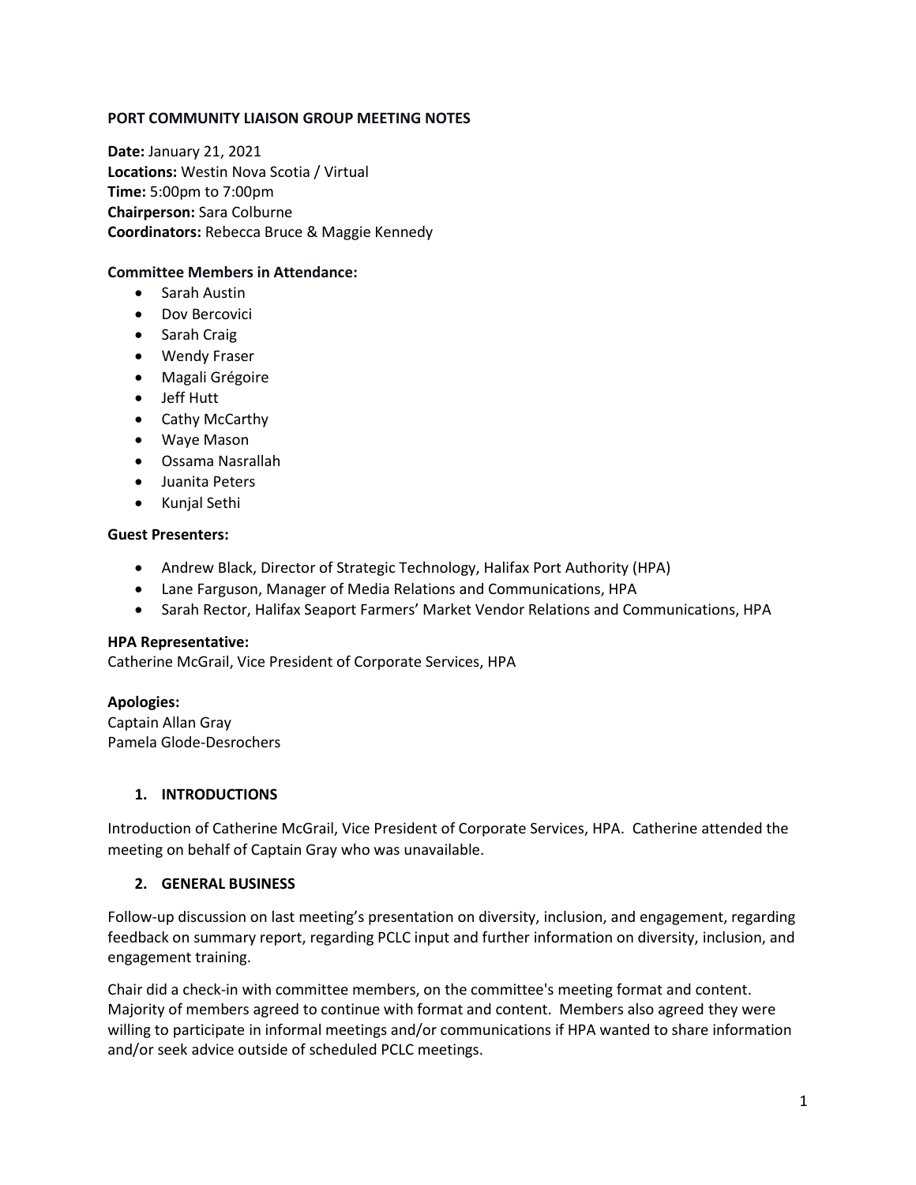**PORT COMMUNITY LIAISON GROUP MEETING NOTES**

**Date:** January 21, 2021
**Locations:** Westin Nova Scotia / Virtual
**Time:** 5:00pm to 7:00pm
**Chairperson:** Sara Colburne
**Coordinators:** Rebecca Bruce & Maggie Kennedy

**Committee Members in Attendance:**

- Sarah Austin
- Dov Bercovici
- Sarah Craig
- Wendy Fraser
- Magali Grégoire
- Jeff Hutt
- Cathy McCarthy
- Waye Mason
- Ossama Nasrallah
- Juanita Peters
- Kunjal Sethi

**Guest Presenters:**

- Andrew Black, Director of Strategic Technology, Halifax Port Authority (HPA)
- Lane Farguson, Manager of Media Relations and Communications, HPA
- Sarah Rector, Halifax Seaport Farmers' Market Vendor Relations and Communications, HPA

**HPA Representative:**
Catherine McGrail, Vice President of Corporate Services, HPA

**Apologies:**
Captain Allan Gray
Pamela Glode-Desrochers

## 1. INTRODUCTIONS

Introduction of Catherine McGrail, Vice President of Corporate Services, HPA. Catherine attended the meeting on behalf of Captain Gray who was unavailable.

## 2. GENERAL BUSINESS

Follow-up discussion on last meeting's presentation on diversity, inclusion, and engagement, regarding feedback on summary report, regarding PCLC input and further information on diversity, inclusion, and engagement training.

Chair did a check-in with committee members, on the committee's meeting format and content. Majority of members agreed to continue with format and content. Members also agreed they were willing to participate in informal meetings and/or communications if HPA wanted to share information and/or seek advice outside of scheduled PCLC meetings.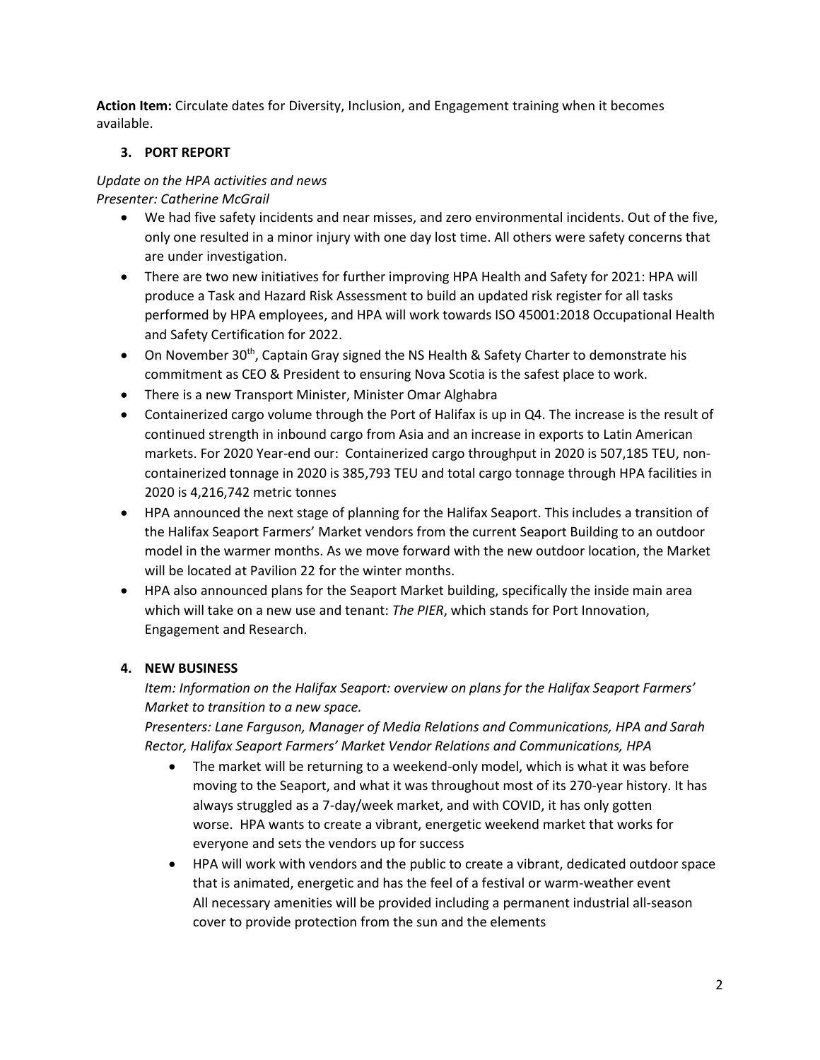**Action Item:** Circulate dates for Diversity, Inclusion, and Engagement training when it becomes available.

## 3. PORT REPORT

*Update on the HPA activities and news*
*Presenter: Catherine McGrail*

- We had five safety incidents and near misses, and zero environmental incidents. Out of the five, only one resulted in a minor injury with one day lost time. All others were safety concerns that are under investigation.
- There are two new initiatives for further improving HPA Health and Safety for 2021: HPA will produce a Task and Hazard Risk Assessment to build an updated risk register for all tasks performed by HPA employees, and HPA will work towards ISO 45001:2018 Occupational Health and Safety Certification for 2022.
- On November 30th, Captain Gray signed the NS Health & Safety Charter to demonstrate his commitment as CEO & President to ensuring Nova Scotia is the safest place to work.
- There is a new Transport Minister, Minister Omar Alghabra
- Containerized cargo volume through the Port of Halifax is up in Q4. The increase is the result of continued strength in inbound cargo from Asia and an increase in exports to Latin American markets. For 2020 Year-end our: Containerized cargo throughput in 2020 is 507,185 TEU, non-containerized tonnage in 2020 is 385,793 TEU and total cargo tonnage through HPA facilities in 2020 is 4,216,742 metric tonnes
- HPA announced the next stage of planning for the Halifax Seaport. This includes a transition of the Halifax Seaport Farmers' Market vendors from the current Seaport Building to an outdoor model in the warmer months. As we move forward with the new outdoor location, the Market will be located at Pavilion 22 for the winter months.
- HPA also announced plans for the Seaport Market building, specifically the inside main area which will take on a new use and tenant: *The PIER*, which stands for Port Innovation, Engagement and Research.

## 4. NEW BUSINESS

*Item: Information on the Halifax Seaport: overview on plans for the Halifax Seaport Farmers' Market to transition to a new space.*

*Presenters: Lane Farguson, Manager of Media Relations and Communications, HPA and Sarah Rector, Halifax Seaport Farmers' Market Vendor Relations and Communications, HPA*

- The market will be returning to a weekend-only model, which is what it was before moving to the Seaport, and what it was throughout most of its 270-year history. It has always struggled as a 7-day/week market, and with COVID, it has only gotten worse. HPA wants to create a vibrant, energetic weekend market that works for everyone and sets the vendors up for success
- HPA will work with vendors and the public to create a vibrant, dedicated outdoor space that is animated, energetic and has the feel of a festival or warm-weather event
  All necessary amenities will be provided including a permanent industrial all-season cover to provide protection from the sun and the elements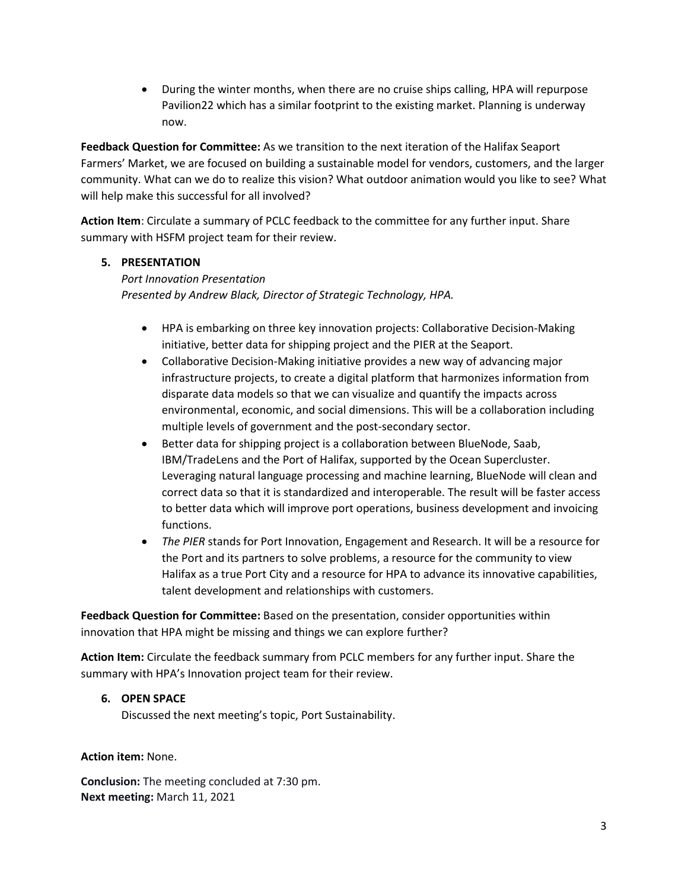- During the winter months, when there are no cruise ships calling, HPA will repurpose Pavilion22 which has a similar footprint to the existing market. Planning is underway now.

**Feedback Question for Committee:** As we transition to the next iteration of the Halifax Seaport Farmers' Market, we are focused on building a sustainable model for vendors, customers, and the larger community. What can we do to realize this vision? What outdoor animation would you like to see? What will help make this successful for all involved?

**Action Item**: Circulate a summary of PCLC feedback to the committee for any further input. Share summary with HSFM project team for their review.

5. **PRESENTATION**

   *Port Innovation Presentation*
   *Presented by Andrew Black, Director of Strategic Technology, HPA.*

   - HPA is embarking on three key innovation projects: Collaborative Decision-Making initiative, better data for shipping project and the PIER at the Seaport.
   - Collaborative Decision-Making initiative provides a new way of advancing major infrastructure projects, to create a digital platform that harmonizes information from disparate data models so that we can visualize and quantify the impacts across environmental, economic, and social dimensions. This will be a collaboration including multiple levels of government and the post-secondary sector.
   - Better data for shipping project is a collaboration between BlueNode, Saab, IBM/TradeLens and the Port of Halifax, supported by the Ocean Supercluster. Leveraging natural language processing and machine learning, BlueNode will clean and correct data so that it is standardized and interoperable. The result will be faster access to better data which will improve port operations, business development and invoicing functions.
   - *The PIER* stands for Port Innovation, Engagement and Research. It will be a resource for the Port and its partners to solve problems, a resource for the community to view Halifax as a true Port City and a resource for HPA to advance its innovative capabilities, talent development and relationships with customers.

**Feedback Question for Committee:** Based on the presentation, consider opportunities within innovation that HPA might be missing and things we can explore further?

**Action Item:** Circulate the feedback summary from PCLC members for any further input. Share the summary with HPA's Innovation project team for their review.

6. **OPEN SPACE**

   Discussed the next meeting's topic, Port Sustainability.

**Action item:** None.

**Conclusion:** The meeting concluded at 7:30 pm.
**Next meeting:** March 11, 2021